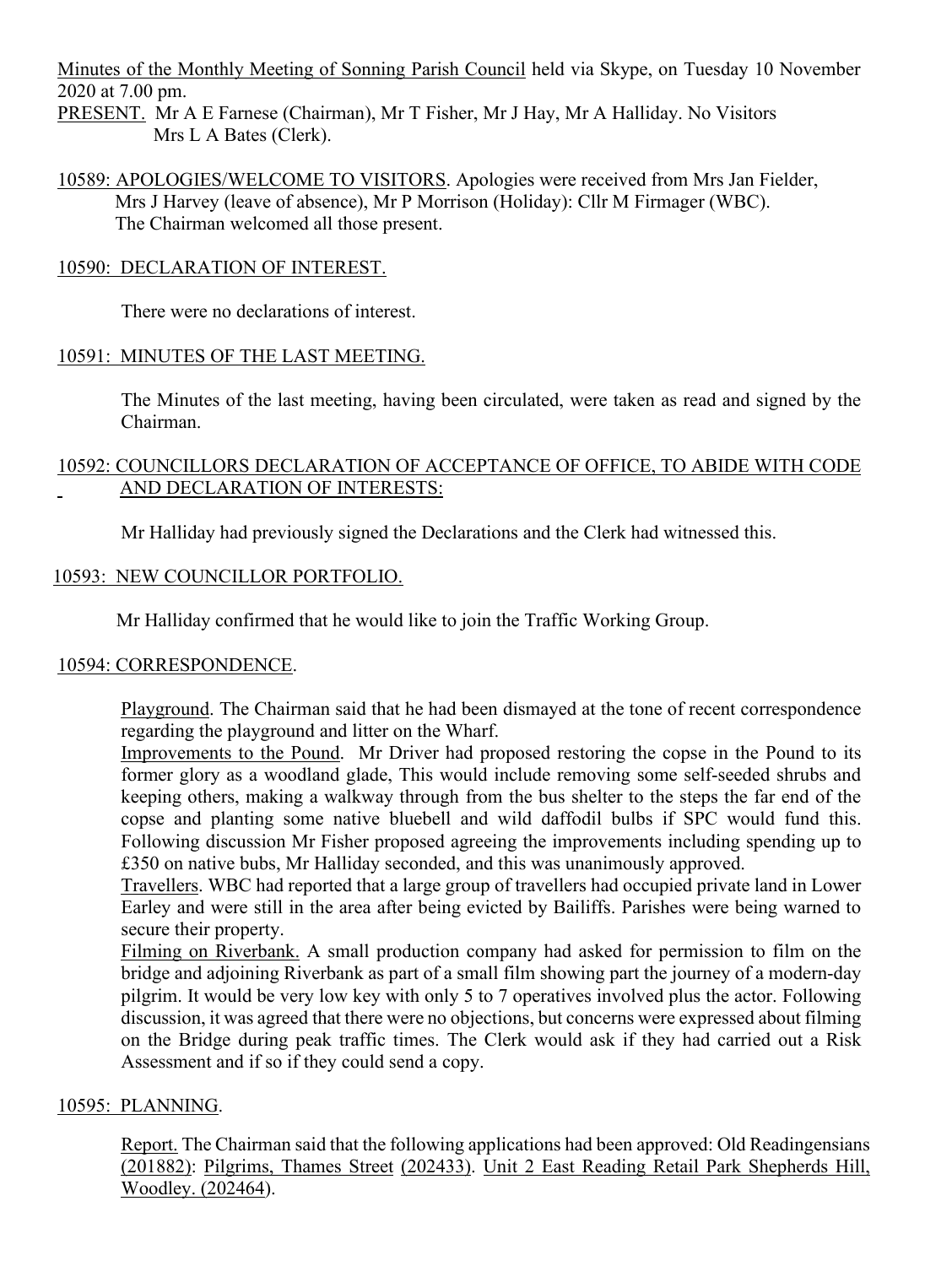Minutes of the Monthly Meeting of Sonning Parish Council held via Skype, on Tuesday 10 November 2020 at 7.00 pm.

PRESENT. Mr A E Farnese (Chairman), Mr T Fisher, Mr J Hay, Mr A Halliday. No Visitors
Mrs L A Bates (Clerk).

10589: APOLOGIES/WELCOME TO VISITORS. Apologies were received from Mrs Jan Fielder, Mrs J Harvey (leave of absence), Mr P Morrison (Holiday): Cllr M Firmager (WBC). The Chairman welcomed all those present.

10590: DECLARATION OF INTEREST.

There were no declarations of interest.

10591: MINUTES OF THE LAST MEETING.

The Minutes of the last meeting, having been circulated, were taken as read and signed by the Chairman.

10592: COUNCILLORS DECLARATION OF ACCEPTANCE OF OFFICE, TO ABIDE WITH CODE AND DECLARATION OF INTERESTS:

Mr Halliday had previously signed the Declarations and the Clerk had witnessed this.

10593: NEW COUNCILLOR PORTFOLIO.

Mr Halliday confirmed that he would like to join the Traffic Working Group.

10594: CORRESPONDENCE.

Playground. The Chairman said that he had been dismayed at the tone of recent correspondence regarding the playground and litter on the Wharf.

Improvements to the Pound. Mr Driver had proposed restoring the copse in the Pound to its former glory as a woodland glade, This would include removing some self-seeded shrubs and keeping others, making a walkway through from the bus shelter to the steps the far end of the copse and planting some native bluebell and wild daffodil bulbs if SPC would fund this. Following discussion Mr Fisher proposed agreeing the improvements including spending up to £350 on native bubs, Mr Halliday seconded, and this was unanimously approved.

Travellers. WBC had reported that a large group of travellers had occupied private land in Lower Earley and were still in the area after being evicted by Bailiffs. Parishes were being warned to secure their property.

Filming on Riverbank. A small production company had asked for permission to film on the bridge and adjoining Riverbank as part of a small film showing part the journey of a modern-day pilgrim. It would be very low key with only 5 to 7 operatives involved plus the actor. Following discussion, it was agreed that there were no objections, but concerns were expressed about filming on the Bridge during peak traffic times. The Clerk would ask if they had carried out a Risk Assessment and if so if they could send a copy.

10595: PLANNING.

Report. The Chairman said that the following applications had been approved: Old Readingensians (201882): Pilgrims, Thames Street (202433). Unit 2 East Reading Retail Park Shepherds Hill, Woodley. (202464).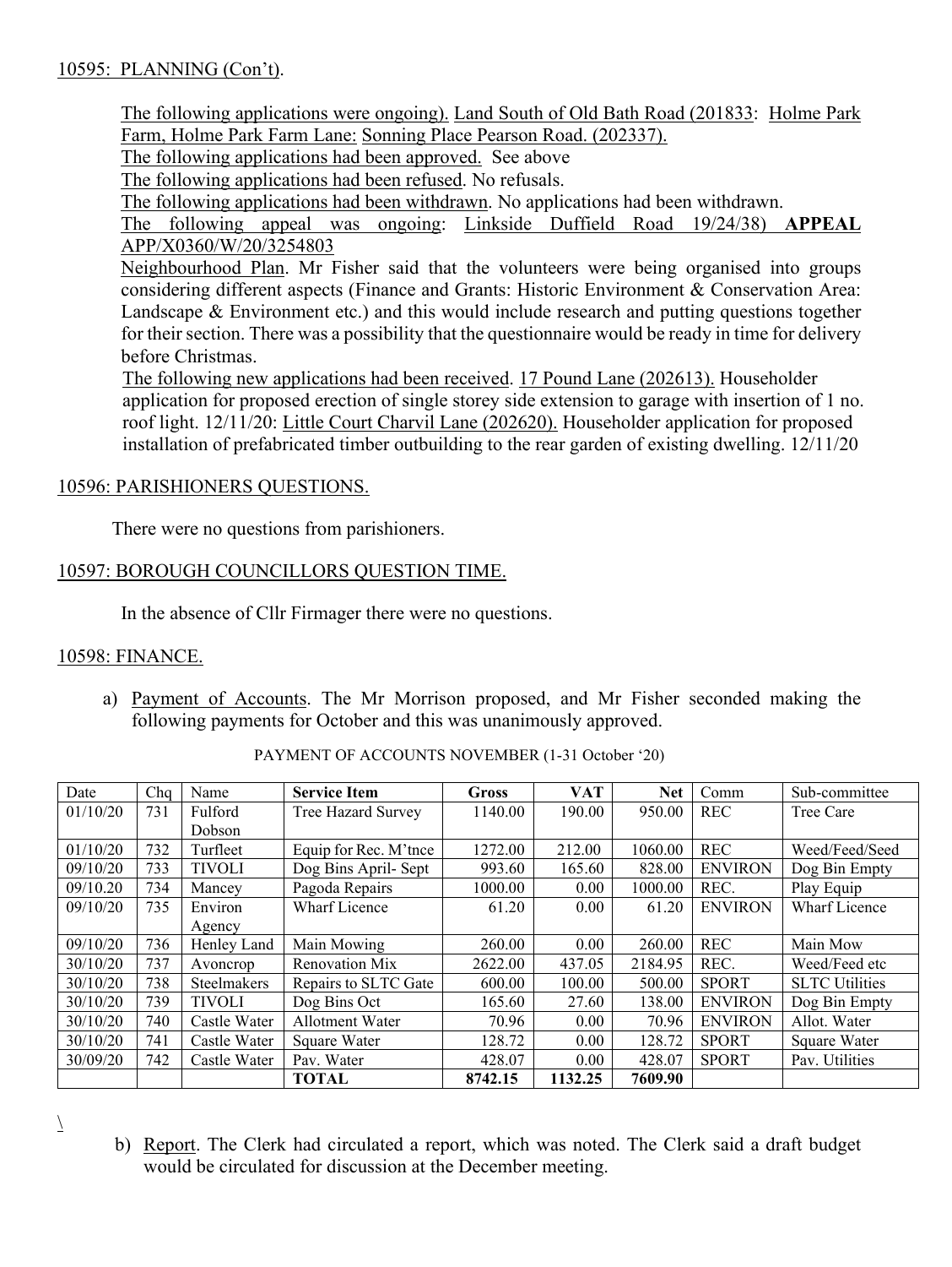10595: PLANNING (Con't).

The following applications were ongoing). Land South of Old Bath Road (201833: Holme Park Farm, Holme Park Farm Lane: Sonning Place Pearson Road. (202337).

The following applications had been approved. See above

The following applications had been refused. No refusals.

The following applications had been withdrawn. No applications had been withdrawn.

The following appeal was ongoing: Linkside Duffield Road 19/24/38) **APPEAL** APP/X0360/W/20/3254803

Neighbourhood Plan. Mr Fisher said that the volunteers were being organised into groups considering different aspects (Finance and Grants: Historic Environment & Conservation Area: Landscape & Environment etc.) and this would include research and putting questions together for their section. There was a possibility that the questionnaire would be ready in time for delivery before Christmas.

The following new applications had been received. 17 Pound Lane (202613). Householder application for proposed erection of single storey side extension to garage with insertion of 1 no. roof light. 12/11/20: Little Court Charvil Lane (202620). Householder application for proposed installation of prefabricated timber outbuilding to the rear garden of existing dwelling. 12/11/20

10596: PARISHIONERS QUESTIONS.

There were no questions from parishioners.

10597: BOROUGH COUNCILLORS QUESTION TIME.

In the absence of Cllr Firmager there were no questions.

10598: FINANCE.

a) Payment of Accounts. The Mr Morrison proposed, and Mr Fisher seconded making the following payments for October and this was unanimously approved.

PAYMENT OF ACCOUNTS NOVEMBER (1-31 October '20)

| Date | Chq | Name | **Service Item** | **Gross** | **VAT** | **Net** | Comm | Sub-committee |
|---|---|---|---|---|---|---|---|---|
| 01/10/20 | 731 | Fulford Dobson | Tree Hazard Survey | 1140.00 | 190.00 | 950.00 | REC | Tree Care |
| 01/10/20 | 732 | Turfleet | Equip for Rec. M'tnce | 1272.00 | 212.00 | 1060.00 | REC | Weed/Feed/Seed |
| 09/10/20 | 733 | TIVOLI | Dog Bins April- Sept | 993.60 | 165.60 | 828.00 | ENVIRON | Dog Bin Empty |
| 09/10.20 | 734 | Mancey | Pagoda Repairs | 1000.00 | 0.00 | 1000.00 | REC. | Play Equip |
| 09/10/20 | 735 | Environ Agency | Wharf Licence | 61.20 | 0.00 | 61.20 | ENVIRON | Wharf Licence |
| 09/10/20 | 736 | Henley Land | Main Mowing | 260.00 | 0.00 | 260.00 | REC | Main Mow |
| 30/10/20 | 737 | Avoncrop | Renovation Mix | 2622.00 | 437.05 | 2184.95 | REC. | Weed/Feed etc |
| 30/10/20 | 738 | Steelmakers | Repairs to SLTC Gate | 600.00 | 100.00 | 500.00 | SPORT | SLTC Utilities |
| 30/10/20 | 739 | TIVOLI | Dog Bins Oct | 165.60 | 27.60 | 138.00 | ENVIRON | Dog Bin Empty |
| 30/10/20 | 740 | Castle Water | Allotment Water | 70.96 | 0.00 | 70.96 | ENVIRON | Allot. Water |
| 30/10/20 | 741 | Castle Water | Square Water | 128.72 | 0.00 | 128.72 | SPORT | Square Water |
| 30/09/20 | 742 | Castle Water | Pav. Water | 428.07 | 0.00 | 428.07 | SPORT | Pav. Utilities |
| | | | **TOTAL** | **8742.15** | **1132.25** | **7609.90** | | |

\

b) Report. The Clerk had circulated a report, which was noted. The Clerk said a draft budget would be circulated for discussion at the December meeting.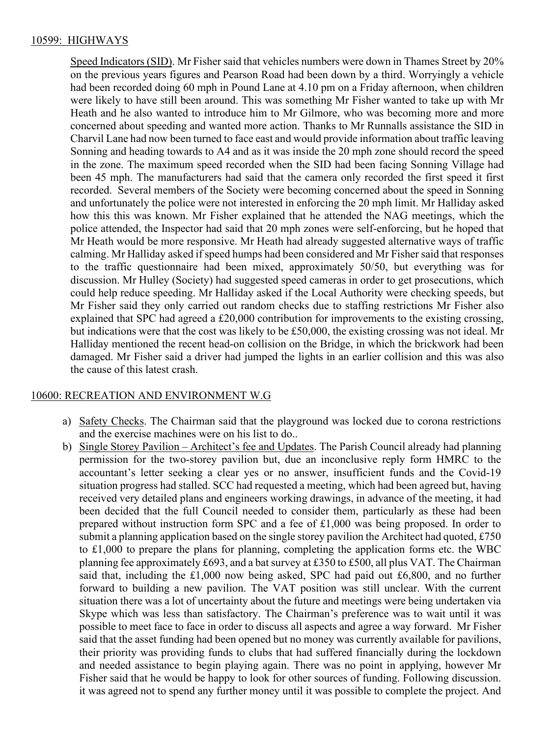## 10599: HIGHWAYS

Speed Indicators (SID). Mr Fisher said that vehicles numbers were down in Thames Street by 20% on the previous years figures and Pearson Road had been down by a third. Worryingly a vehicle had been recorded doing 60 mph in Pound Lane at 4.10 pm on a Friday afternoon, when children were likely to have still been around. This was something Mr Fisher wanted to take up with Mr Heath and he also wanted to introduce him to Mr Gilmore, who was becoming more and more concerned about speeding and wanted more action. Thanks to Mr Runnalls assistance the SID in Charvil Lane had now been turned to face east and would provide information about traffic leaving Sonning and heading towards to A4 and as it was inside the 20 mph zone should record the speed in the zone. The maximum speed recorded when the SID had been facing Sonning Village had been 45 mph. The manufacturers had said that the camera only recorded the first speed it first recorded. Several members of the Society were becoming concerned about the speed in Sonning and unfortunately the police were not interested in enforcing the 20 mph limit. Mr Halliday asked how this this was known. Mr Fisher explained that he attended the NAG meetings, which the police attended, the Inspector had said that 20 mph zones were self-enforcing, but he hoped that Mr Heath would be more responsive. Mr Heath had already suggested alternative ways of traffic calming. Mr Halliday asked if speed humps had been considered and Mr Fisher said that responses to the traffic questionnaire had been mixed, approximately 50/50, but everything was for discussion. Mr Hulley (Society) had suggested speed cameras in order to get prosecutions, which could help reduce speeding. Mr Halliday asked if the Local Authority were checking speeds, but Mr Fisher said they only carried out random checks due to staffing restrictions Mr Fisher also explained that SPC had agreed a £20,000 contribution for improvements to the existing crossing, but indications were that the cost was likely to be £50,000, the existing crossing was not ideal. Mr Halliday mentioned the recent head-on collision on the Bridge, in which the brickwork had been damaged. Mr Fisher said a driver had jumped the lights in an earlier collision and this was also the cause of this latest crash.

## 10600: RECREATION AND ENVIRONMENT W.G

a) Safety Checks. The Chairman said that the playground was locked due to corona restrictions and the exercise machines were on his list to do..

b) Single Storey Pavilion – Architect's fee and Updates. The Parish Council already had planning permission for the two-storey pavilion but, due an inconclusive reply form HMRC to the accountant's letter seeking a clear yes or no answer, insufficient funds and the Covid-19 situation progress had stalled. SCC had requested a meeting, which had been agreed but, having received very detailed plans and engineers working drawings, in advance of the meeting, it had been decided that the full Council needed to consider them, particularly as these had been prepared without instruction form SPC and a fee of £1,000 was being proposed. In order to submit a planning application based on the single storey pavilion the Architect had quoted, £750 to £1,000 to prepare the plans for planning, completing the application forms etc. the WBC planning fee approximately £693, and a bat survey at £350 to £500, all plus VAT. The Chairman said that, including the £1,000 now being asked, SPC had paid out £6,800, and no further forward to building a new pavilion. The VAT position was still unclear. With the current situation there was a lot of uncertainty about the future and meetings were being undertaken via Skype which was less than satisfactory. The Chairman's preference was to wait until it was possible to meet face to face in order to discuss all aspects and agree a way forward. Mr Fisher said that the asset funding had been opened but no money was currently available for pavilions, their priority was providing funds to clubs that had suffered financially during the lockdown and needed assistance to begin playing again. There was no point in applying, however Mr Fisher said that he would be happy to look for other sources of funding. Following discussion. it was agreed not to spend any further money until it was possible to complete the project. And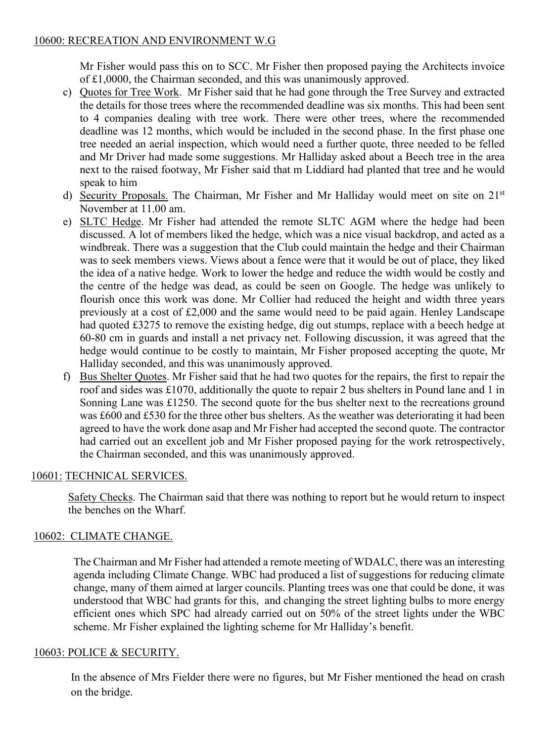## 10600: RECREATION AND ENVIRONMENT W.G

Mr Fisher would pass this on to SCC. Mr Fisher then proposed paying the Architects invoice of £1,0000, the Chairman seconded, and this was unanimously approved.

c) Quotes for Tree Work. Mr Fisher said that he had gone through the Tree Survey and extracted the details for those trees where the recommended deadline was six months. This had been sent to 4 companies dealing with tree work. There were other trees, where the recommended deadline was 12 months, which would be included in the second phase. In the first phase one tree needed an aerial inspection, which would need a further quote, three needed to be felled and Mr Driver had made some suggestions. Mr Halliday asked about a Beech tree in the area next to the raised footway, Mr Fisher said that m Liddiard had planted that tree and he would speak to him

d) Security Proposals. The Chairman, Mr Fisher and Mr Halliday would meet on site on 21st November at 11.00 am.

e) SLTC Hedge. Mr Fisher had attended the remote SLTC AGM where the hedge had been discussed. A lot of members liked the hedge, which was a nice visual backdrop, and acted as a windbreak. There was a suggestion that the Club could maintain the hedge and their Chairman was to seek members views. Views about a fence were that it would be out of place, they liked the idea of a native hedge. Work to lower the hedge and reduce the width would be costly and the centre of the hedge was dead, as could be seen on Google. The hedge was unlikely to flourish once this work was done. Mr Collier had reduced the height and width three years previously at a cost of £2,000 and the same would need to be paid again. Henley Landscape had quoted £3275 to remove the existing hedge, dig out stumps, replace with a beech hedge at 60-80 cm in guards and install a net privacy net. Following discussion, it was agreed that the hedge would continue to be costly to maintain, Mr Fisher proposed accepting the quote, Mr Halliday seconded, and this was unanimously approved.

f) Bus Shelter Quotes. Mr Fisher said that he had two quotes for the repairs, the first to repair the roof and sides was £1070, additionally the quote to repair 2 bus shelters in Pound lane and 1 in Sonning Lane was £1250. The second quote for the bus shelter next to the recreations ground was £600 and £530 for the three other bus shelters. As the weather was deteriorating it had been agreed to have the work done asap and Mr Fisher had accepted the second quote. The contractor had carried out an excellent job and Mr Fisher proposed paying for the work retrospectively, the Chairman seconded, and this was unanimously approved.

## 10601: TECHNICAL SERVICES.

Safety Checks. The Chairman said that there was nothing to report but he would return to inspect the benches on the Wharf.

## 10602: CLIMATE CHANGE.

The Chairman and Mr Fisher had attended a remote meeting of WDALC, there was an interesting agenda including Climate Change. WBC had produced a list of suggestions for reducing climate change, many of them aimed at larger councils. Planting trees was one that could be done, it was understood that WBC had grants for this, and changing the street lighting bulbs to more energy efficient ones which SPC had already carried out on 50% of the street lights under the WBC scheme. Mr Fisher explained the lighting scheme for Mr Halliday's benefit.

## 10603: POLICE & SECURITY.

In the absence of Mrs Fielder there were no figures, but Mr Fisher mentioned the head on crash on the bridge.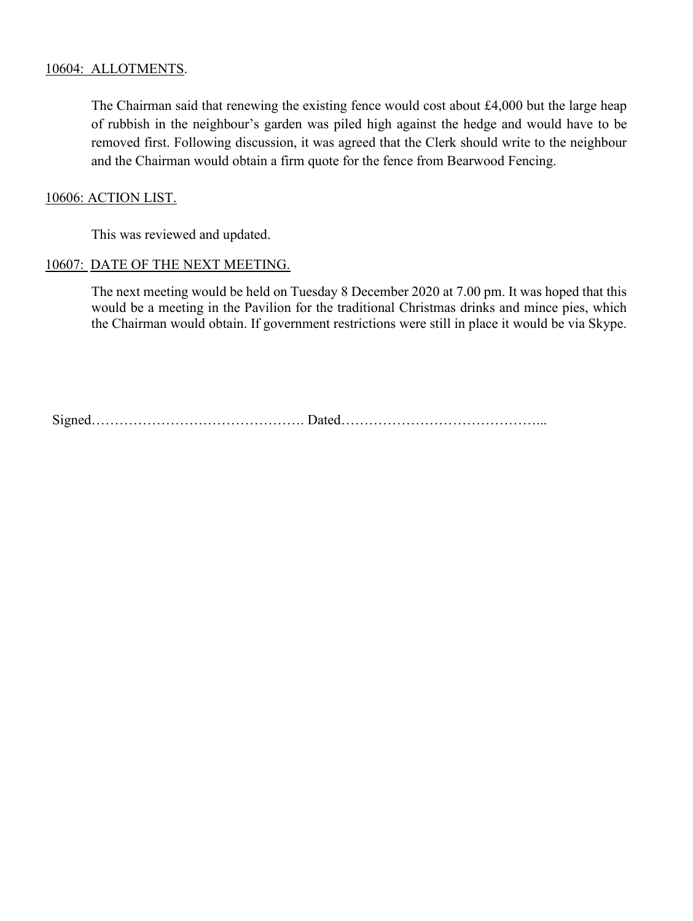10604: ALLOTMENTS.

The Chairman said that renewing the existing fence would cost about £4,000 but the large heap of rubbish in the neighbour's garden was piled high against the hedge and would have to be removed first. Following discussion, it was agreed that the Clerk should write to the neighbour and the Chairman would obtain a firm quote for the fence from Bearwood Fencing.

10606: ACTION LIST.

This was reviewed and updated.

10607: DATE OF THE NEXT MEETING.

The next meeting would be held on Tuesday 8 December 2020 at 7.00 pm. It was hoped that this would be a meeting in the Pavilion for the traditional Christmas drinks and mince pies, which the Chairman would obtain. If government restrictions were still in place it would be via Skype.

Signed………………………………………. Dated……………………………………...